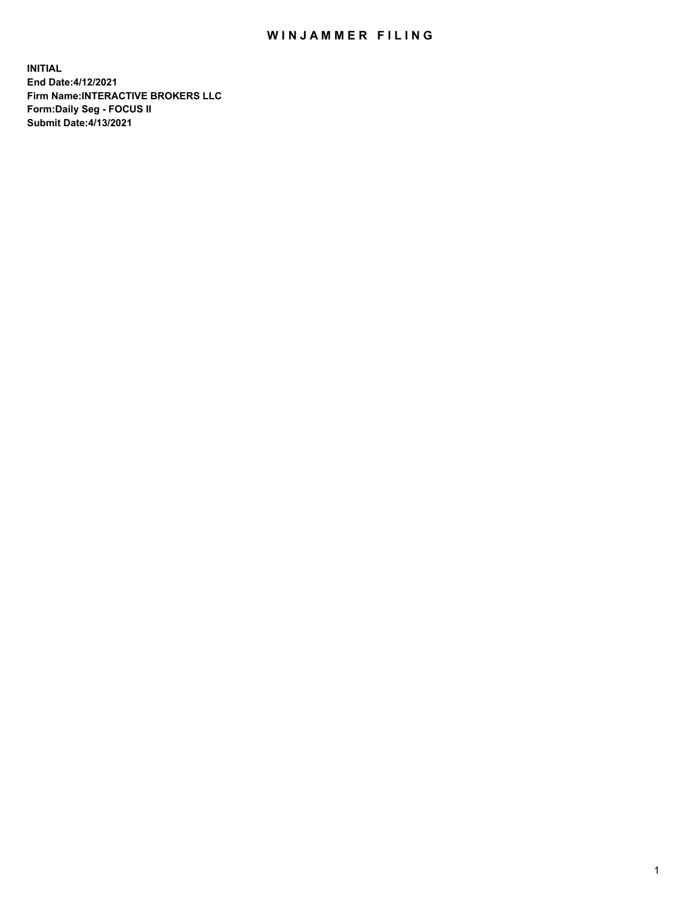# WINJAMMER FILING

**INITIAL**
**End Date:4/12/2021**
**Firm Name:INTERACTIVE BROKERS LLC**
**Form:Daily Seg - FOCUS II**
**Submit Date:4/13/2021**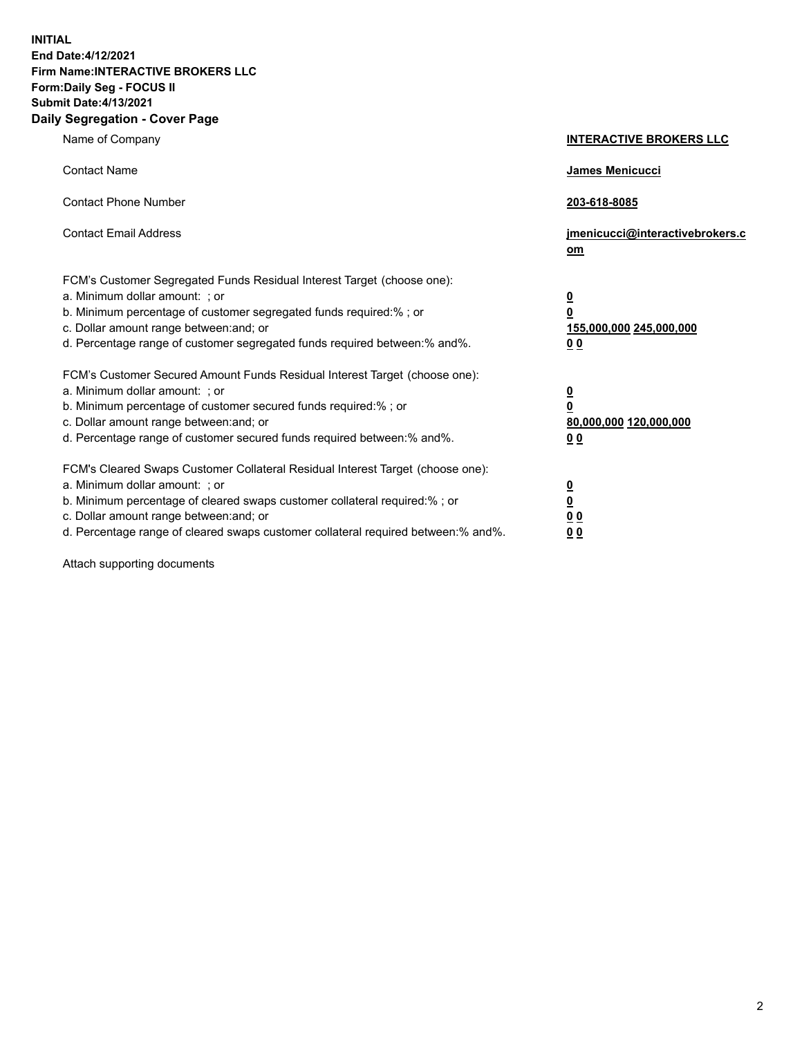**INITIAL**
**End Date:4/12/2021**
**Firm Name:INTERACTIVE BROKERS LLC**
**Form:Daily Seg - FOCUS II**
**Submit Date:4/13/2021**

## Daily Segregation - Cover Page

| | |
|---|---|
| Name of Company | **INTERACTIVE BROKERS LLC** |
| Contact Name | **James Menicucci** |
| Contact Phone Number | **203-618-8085** |
| Contact Email Address | **jmenicucci@interactivebrokers.com** |

FCM's Customer Segregated Funds Residual Interest Target (choose one):

| | |
|---|---|
| a. Minimum dollar amount: ; or | **0** |
| b. Minimum percentage of customer segregated funds required:% ; or | **0** |
| c. Dollar amount range between:and; or | **155,000,000 245,000,000** |
| d. Percentage range of customer segregated funds required between:% and%. | **0 0** |

FCM's Customer Secured Amount Funds Residual Interest Target (choose one):

| | |
|---|---|
| a. Minimum dollar amount: ; or | **0** |
| b. Minimum percentage of customer secured funds required:% ; or | **0** |
| c. Dollar amount range between:and; or | **80,000,000 120,000,000** |
| d. Percentage range of customer secured funds required between:% and%. | **0 0** |

FCM's Cleared Swaps Customer Collateral Residual Interest Target (choose one):

| | |
|---|---|
| a. Minimum dollar amount: ; or | **0** |
| b. Minimum percentage of cleared swaps customer collateral required:% ; or | **0** |
| c. Dollar amount range between:and; or | **0 0** |
| d. Percentage range of cleared swaps customer collateral required between:% and%. | **0 0** |

Attach supporting documents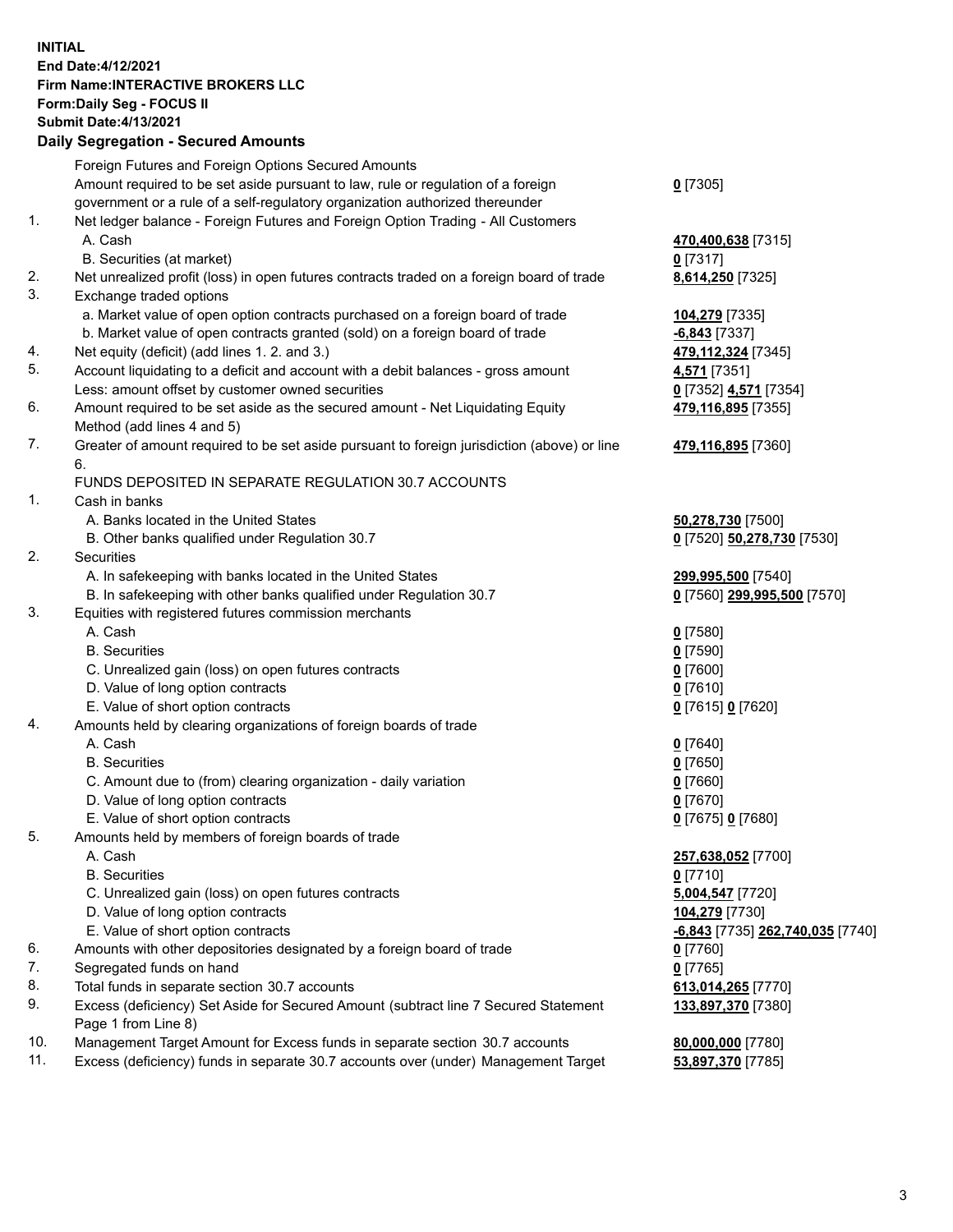**INITIAL**
**End Date:4/12/2021**
**Firm Name:INTERACTIVE BROKERS LLC**
**Form:Daily Seg - FOCUS II**
**Submit Date:4/13/2021**

## Daily Segregation - Secured Amounts

| | | |
|---|---|---|
| | Foreign Futures and Foreign Options Secured Amounts | |
| | Amount required to be set aside pursuant to law, rule or regulation of a foreign government or a rule of a self-regulatory organization authorized thereunder | **0** [7305] |
| 1. | Net ledger balance - Foreign Futures and Foreign Option Trading - All Customers | |
| | A. Cash | **470,400,638** [7315] |
| | B. Securities (at market) | **0** [7317] |
| 2. | Net unrealized profit (loss) in open futures contracts traded on a foreign board of trade | **8,614,250** [7325] |
| 3. | Exchange traded options | |
| | a. Market value of open option contracts purchased on a foreign board of trade | **104,279** [7335] |
| | b. Market value of open contracts granted (sold) on a foreign board of trade | **-6,843** [7337] |
| 4. | Net equity (deficit) (add lines 1. 2. and 3.) | **479,112,324** [7345] |
| 5. | Account liquidating to a deficit and account with a debit balances - gross amount | **4,571** [7351] |
| | Less: amount offset by customer owned securities | **0** [7352] **4,571** [7354] |
| 6. | Amount required to be set aside as the secured amount - Net Liquidating Equity Method (add lines 4 and 5) | **479,116,895** [7355] |
| 7. | Greater of amount required to be set aside pursuant to foreign jurisdiction (above) or line 6. | **479,116,895** [7360] |
| | FUNDS DEPOSITED IN SEPARATE REGULATION 30.7 ACCOUNTS | |
| 1. | Cash in banks | |
| | A. Banks located in the United States | **50,278,730** [7500] |
| | B. Other banks qualified under Regulation 30.7 | **0** [7520] **50,278,730** [7530] |
| 2. | Securities | |
| | A. In safekeeping with banks located in the United States | **299,995,500** [7540] |
| | B. In safekeeping with other banks qualified under Regulation 30.7 | **0** [7560] **299,995,500** [7570] |
| 3. | Equities with registered futures commission merchants | |
| | A. Cash | **0** [7580] |
| | B. Securities | **0** [7590] |
| | C. Unrealized gain (loss) on open futures contracts | **0** [7600] |
| | D. Value of long option contracts | **0** [7610] |
| | E. Value of short option contracts | **0** [7615] **0** [7620] |
| 4. | Amounts held by clearing organizations of foreign boards of trade | |
| | A. Cash | **0** [7640] |
| | B. Securities | **0** [7650] |
| | C. Amount due to (from) clearing organization - daily variation | **0** [7660] |
| | D. Value of long option contracts | **0** [7670] |
| | E. Value of short option contracts | **0** [7675] **0** [7680] |
| 5. | Amounts held by members of foreign boards of trade | |
| | A. Cash | **257,638,052** [7700] |
| | B. Securities | **0** [7710] |
| | C. Unrealized gain (loss) on open futures contracts | **5,004,547** [7720] |
| | D. Value of long option contracts | **104,279** [7730] |
| | E. Value of short option contracts | **-6,843** [7735] **262,740,035** [7740] |
| 6. | Amounts with other depositories designated by a foreign board of trade | **0** [7760] |
| 7. | Segregated funds on hand | **0** [7765] |
| 8. | Total funds in separate section 30.7 accounts | **613,014,265** [7770] |
| 9. | Excess (deficiency) Set Aside for Secured Amount (subtract line 7 Secured Statement Page 1 from Line 8) | **133,897,370** [7380] |
| 10. | Management Target Amount for Excess funds in separate section 30.7 accounts | **80,000,000** [7780] |
| 11. | Excess (deficiency) funds in separate 30.7 accounts over (under) Management Target | **53,897,370** [7785] |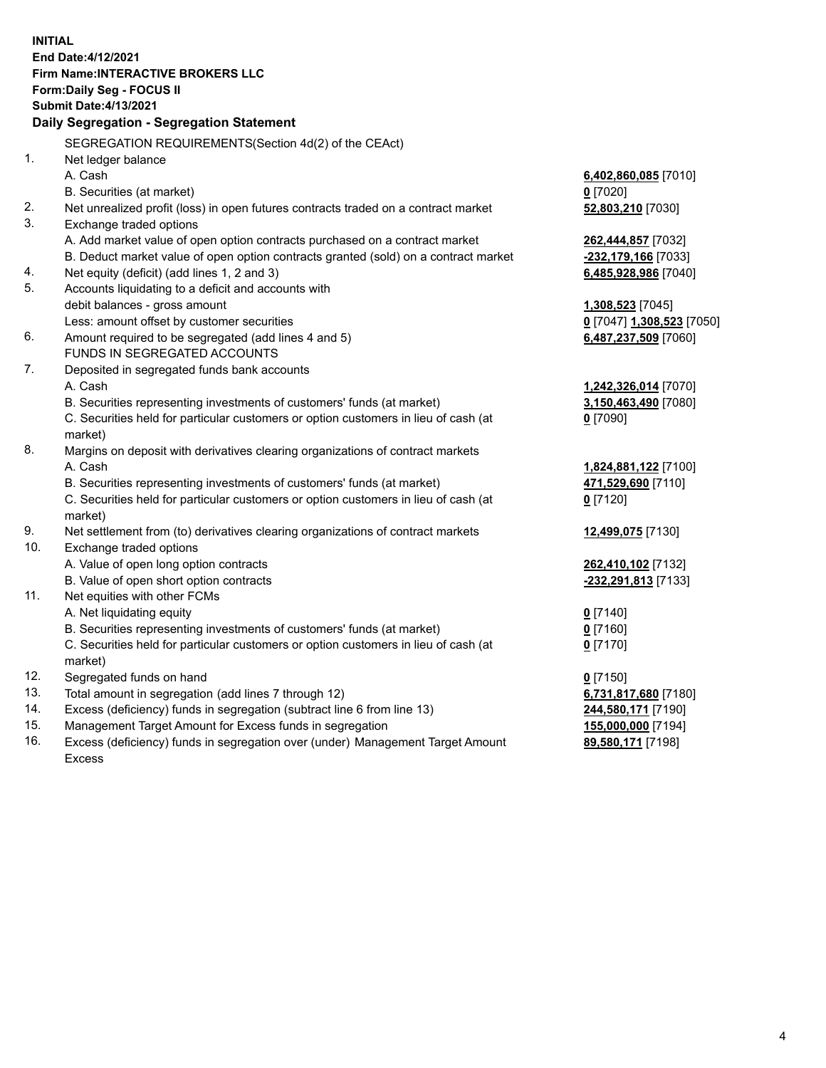**INITIAL**
**End Date:4/12/2021**
**Firm Name:INTERACTIVE BROKERS LLC**
**Form:Daily Seg - FOCUS II**
**Submit Date:4/13/2021**

## Daily Segregation - Segregation Statement

SEGREGATION REQUIREMENTS(Section 4d(2) of the CEAct)

| | | |
|---|---|---|
| 1. | Net ledger balance | |
| | A. Cash | **6,402,860,085** [7010] |
| | B. Securities (at market) | **0** [7020] |
| 2. | Net unrealized profit (loss) in open futures contracts traded on a contract market | **52,803,210** [7030] |
| 3. | Exchange traded options | |
| | A. Add market value of open option contracts purchased on a contract market | **262,444,857** [7032] |
| | B. Deduct market value of open option contracts granted (sold) on a contract market | **-232,179,166** [7033] |
| 4. | Net equity (deficit) (add lines 1, 2 and 3) | **6,485,928,986** [7040] |
| 5. | Accounts liquidating to a deficit and accounts with debit balances - gross amount | **1,308,523** [7045] |
| | Less: amount offset by customer securities | **0** [7047] **1,308,523** [7050] |
| 6. | Amount required to be segregated (add lines 4 and 5) | **6,487,237,509** [7060] |
| | FUNDS IN SEGREGATED ACCOUNTS | |
| 7. | Deposited in segregated funds bank accounts | |
| | A. Cash | **1,242,326,014** [7070] |
| | B. Securities representing investments of customers' funds (at market) | **3,150,463,490** [7080] |
| | C. Securities held for particular customers or option customers in lieu of cash (at market) | **0** [7090] |
| 8. | Margins on deposit with derivatives clearing organizations of contract markets | |
| | A. Cash | **1,824,881,122** [7100] |
| | B. Securities representing investments of customers' funds (at market) | **471,529,690** [7110] |
| | C. Securities held for particular customers or option customers in lieu of cash (at market) | **0** [7120] |
| 9. | Net settlement from (to) derivatives clearing organizations of contract markets | **12,499,075** [7130] |
| 10. | Exchange traded options | |
| | A. Value of open long option contracts | **262,410,102** [7132] |
| | B. Value of open short option contracts | **-232,291,813** [7133] |
| 11. | Net equities with other FCMs | |
| | A. Net liquidating equity | **0** [7140] |
| | B. Securities representing investments of customers' funds (at market) | **0** [7160] |
| | C. Securities held for particular customers or option customers in lieu of cash (at market) | **0** [7170] |
| 12. | Segregated funds on hand | **0** [7150] |
| 13. | Total amount in segregation (add lines 7 through 12) | **6,731,817,680** [7180] |
| 14. | Excess (deficiency) funds in segregation (subtract line 6 from line 13) | **244,580,171** [7190] |
| 15. | Management Target Amount for Excess funds in segregation | **155,000,000** [7194] |
| 16. | Excess (deficiency) funds in segregation over (under) Management Target Amount Excess | **89,580,171** [7198] |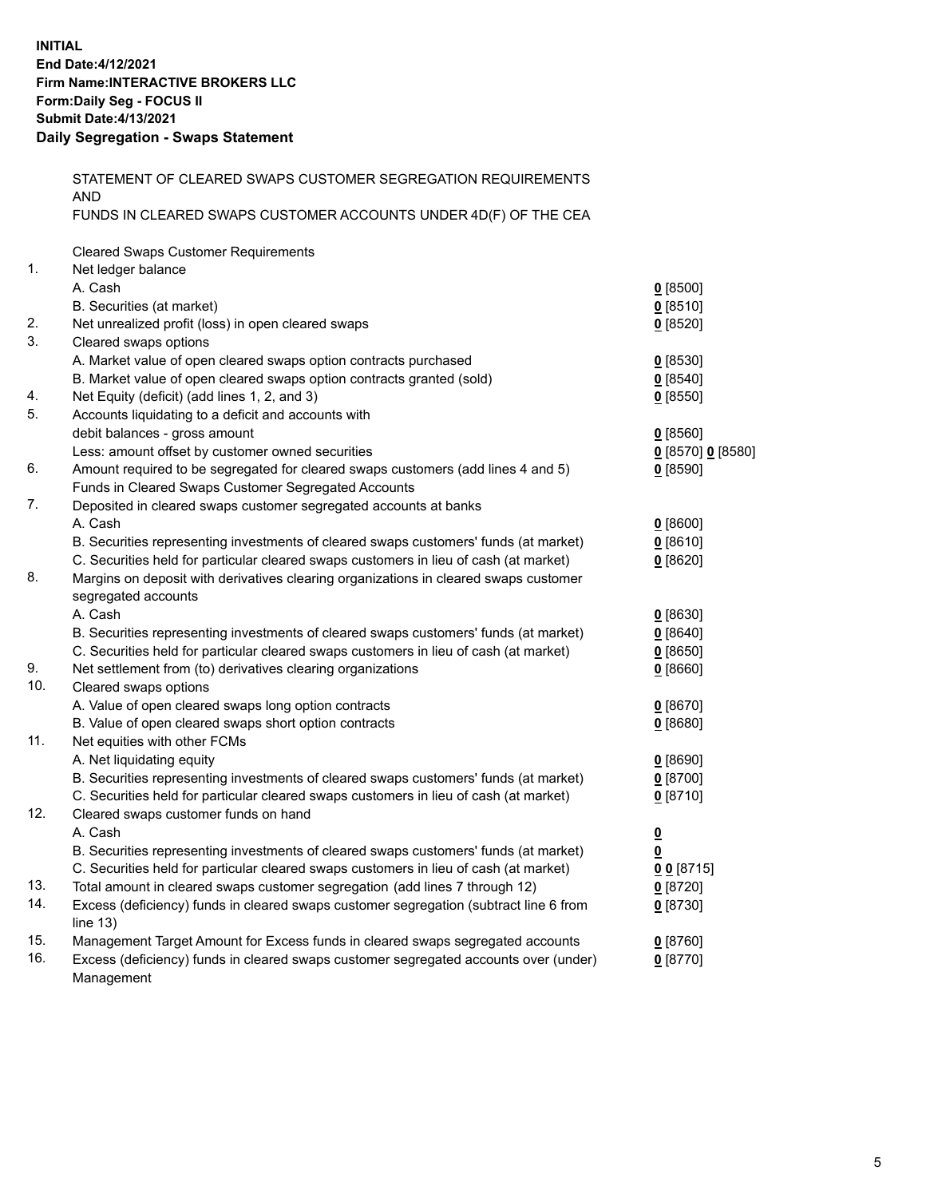**INITIAL**
**End Date:4/12/2021**
**Firm Name:INTERACTIVE BROKERS LLC**
**Form:Daily Seg - FOCUS II**
**Submit Date:4/13/2021**
**Daily Segregation - Swaps Statement**

STATEMENT OF CLEARED SWAPS CUSTOMER SEGREGATION REQUIREMENTS AND FUNDS IN CLEARED SWAPS CUSTOMER ACCOUNTS UNDER 4D(F) OF THE CEA

| | | |
|---|---|---|
| | Cleared Swaps Customer Requirements | |
| 1. | Net ledger balance | |
| | A. Cash | 0 [8500] |
| | B. Securities (at market) | 0 [8510] |
| 2. | Net unrealized profit (loss) in open cleared swaps | 0 [8520] |
| 3. | Cleared swaps options | |
| | A. Market value of open cleared swaps option contracts purchased | 0 [8530] |
| | B. Market value of open cleared swaps option contracts granted (sold) | 0 [8540] |
| 4. | Net Equity (deficit) (add lines 1, 2, and 3) | 0 [8550] |
| 5. | Accounts liquidating to a deficit and accounts with debit balances - gross amount | 0 [8560] |
| | Less: amount offset by customer owned securities | 0 [8570] 0 [8580] |
| 6. | Amount required to be segregated for cleared swaps customers (add lines 4 and 5) | 0 [8590] |
| | Funds in Cleared Swaps Customer Segregated Accounts | |
| 7. | Deposited in cleared swaps customer segregated accounts at banks | |
| | A. Cash | 0 [8600] |
| | B. Securities representing investments of cleared swaps customers' funds (at market) | 0 [8610] |
| | C. Securities held for particular cleared swaps customers in lieu of cash (at market) | 0 [8620] |
| 8. | Margins on deposit with derivatives clearing organizations in cleared swaps customer segregated accounts | |
| | A. Cash | 0 [8630] |
| | B. Securities representing investments of cleared swaps customers' funds (at market) | 0 [8640] |
| | C. Securities held for particular cleared swaps customers in lieu of cash (at market) | 0 [8650] |
| 9. | Net settlement from (to) derivatives clearing organizations | 0 [8660] |
| 10. | Cleared swaps options | |
| | A. Value of open cleared swaps long option contracts | 0 [8670] |
| | B. Value of open cleared swaps short option contracts | 0 [8680] |
| 11. | Net equities with other FCMs | |
| | A. Net liquidating equity | 0 [8690] |
| | B. Securities representing investments of cleared swaps customers' funds (at market) | 0 [8700] |
| | C. Securities held for particular cleared swaps customers in lieu of cash (at market) | 0 [8710] |
| 12. | Cleared swaps customer funds on hand | |
| | A. Cash | 0 |
| | B. Securities representing investments of cleared swaps customers' funds (at market) | 0 |
| | C. Securities held for particular cleared swaps customers in lieu of cash (at market) | 0 0 [8715] |
| 13. | Total amount in cleared swaps customer segregation (add lines 7 through 12) | 0 [8720] |
| 14. | Excess (deficiency) funds in cleared swaps customer segregation (subtract line 6 from line 13) | 0 [8730] |
| 15. | Management Target Amount for Excess funds in cleared swaps segregated accounts | 0 [8760] |
| 16. | Excess (deficiency) funds in cleared swaps customer segregated accounts over (under) Management | 0 [8770] |